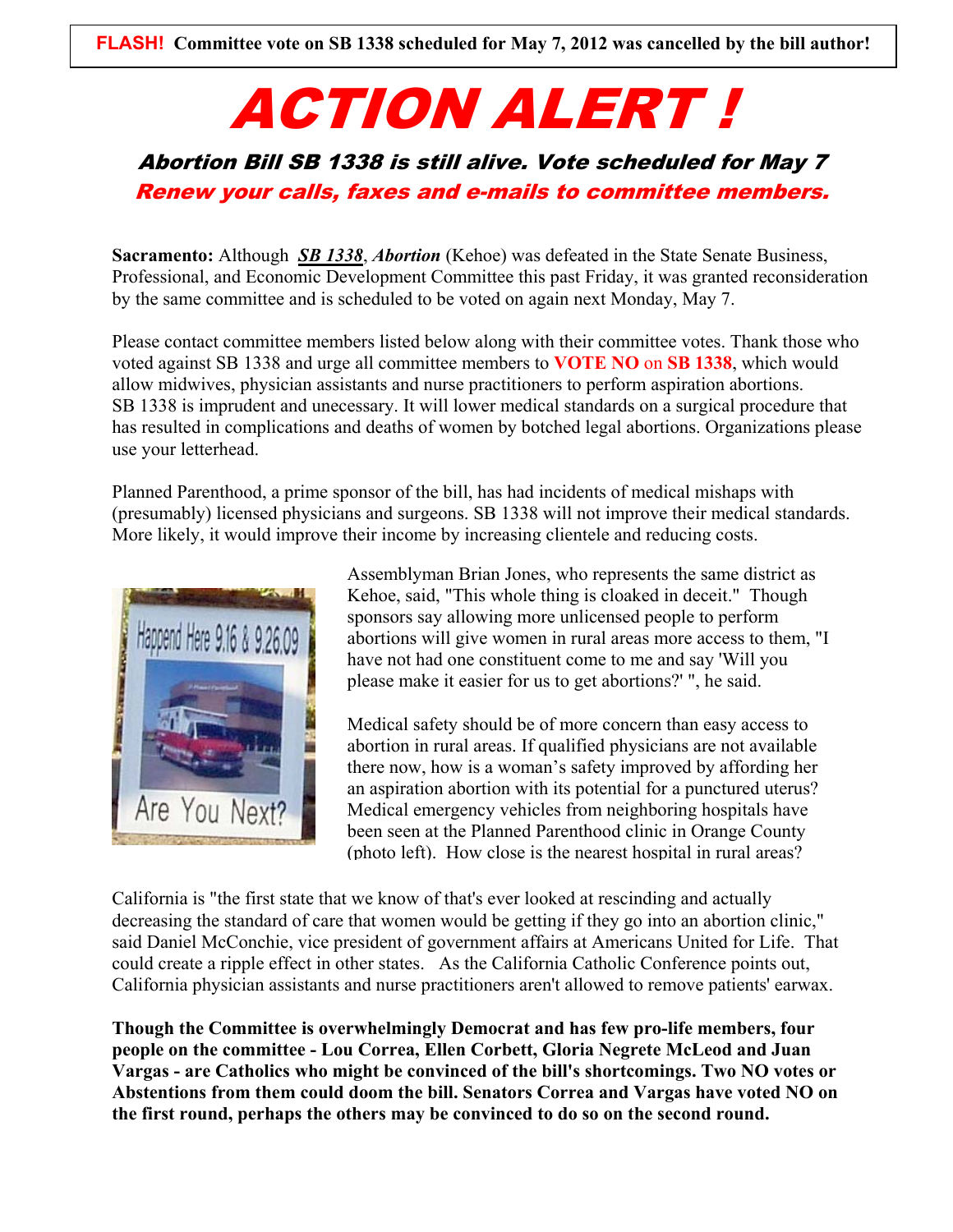**FLASH! Committee vote on SB 1338 scheduled for May 7, 2012 was cancelled by the bill author!**

# ACTION ALERT !

### *Abortion Bill SB 1338 is still alive. Vote scheduled for May 7*

### *Renew your calls, faxes and e-mails to committee members.*

**Sacramento:** Although ***SB 1338***, ***Abortion*** (Kehoe) was defeated in the State Senate Business, Professional, and Economic Development Committee this past Friday, it was granted reconsideration by the same committee and is scheduled to be voted on again next Monday, May 7.

Please contact committee members listed below along with their committee votes. Thank those who voted against SB 1338 and urge all committee members to **VOTE NO** on **SB 1338**, which would allow midwives, physician assistants and nurse practitioners to perform aspiration abortions. SB 1338 is imprudent and unecessary. It will lower medical standards on a surgical procedure that has resulted in complications and deaths of women by botched legal abortions. Organizations please use your letterhead.

Planned Parenthood, a prime sponsor of the bill, has had incidents of medical mishaps with (presumably) licensed physicians and surgeons. SB 1338 will not improve their medical standards. More likely, it would improve their income by increasing clientele and reducing costs.

Assemblyman Brian Jones, who represents the same district as Kehoe, said, "This whole thing is cloaked in deceit." Though sponsors say allowing more unlicensed people to perform abortions will give women in rural areas more access to them, "I have not had one constituent come to me and say 'Will you please make it easier for us to get abortions?' ", he said.

Medical safety should be of more concern than easy access to abortion in rural areas. If qualified physicians are not available there now, how is a woman's safety improved by affording her an aspiration abortion with its potential for a punctured uterus? Medical emergency vehicles from neighboring hospitals have been seen at the Planned Parenthood clinic in Orange County (photo left). How close is the nearest hospital in rural areas?

California is "the first state that we know of that's ever looked at rescinding and actually decreasing the standard of care that women would be getting if they go into an abortion clinic," said Daniel McConchie, vice president of government affairs at Americans United for Life. That could create a ripple effect in other states. As the California Catholic Conference points out, California physician assistants and nurse practitioners aren't allowed to remove patients' earwax.

**Though the Committee is overwhelmingly Democrat and has few pro-life members, four people on the committee - Lou Correa, Ellen Corbett, Gloria Negrete McLeod and Juan Vargas - are Catholics who might be convinced of the bill's shortcomings. Two NO votes or Abstentions from them could doom the bill. Senators Correa and Vargas have voted NO on the first round, perhaps the others may be convinced to do so on the second round.**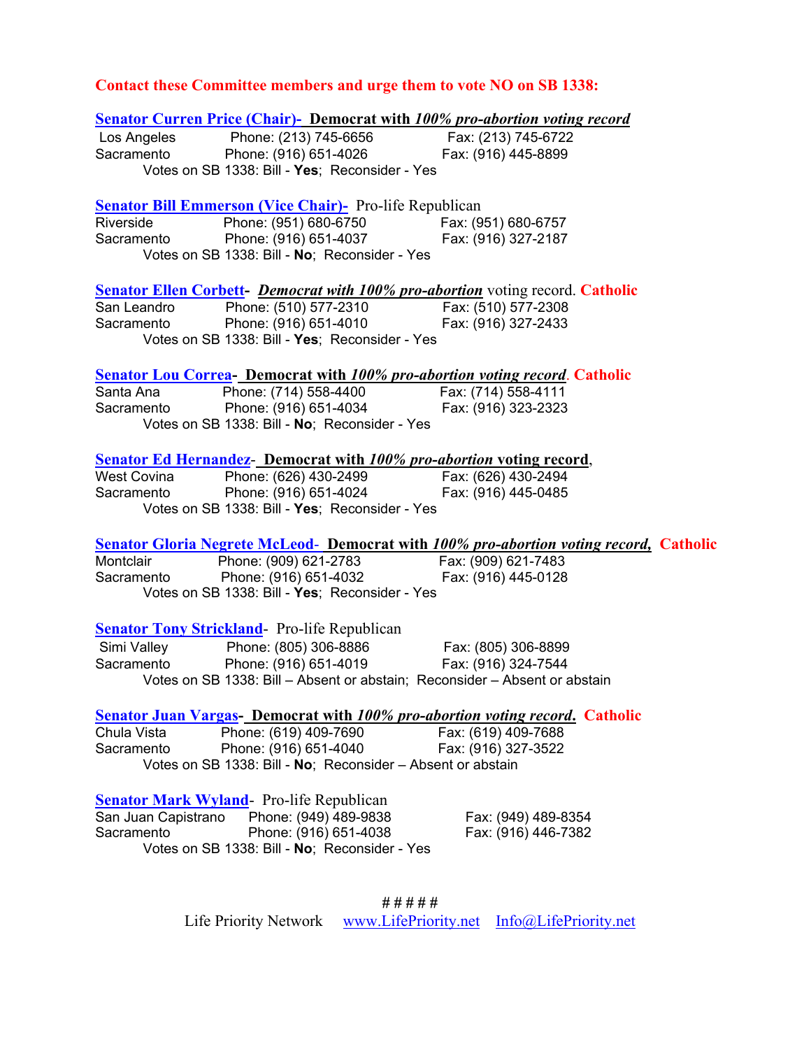**Contact these Committee members and urge them to vote NO on SB 1338:**

**Senator Curren Price (Chair)- Democrat with *100% pro-abortion voting record***

Los Angeles Phone: (213) 745-6656 Fax: (213) 745-6722
Sacramento Phone: (916) 651-4026 Fax: (916) 445-8899

Votes on SB 1338: Bill - **Yes**; Reconsider - Yes

**Senator Bill Emmerson (Vice Chair)-** Pro-life Republican

Riverside Phone: (951) 680-6750 Fax: (951) 680-6757
Sacramento Phone: (916) 651-4037 Fax: (916) 327-2187

Votes on SB 1338: Bill - **No**; Reconsider - Yes

**Senator Ellen Corbett- *Democrat with 100% pro-abortion*** voting record. **Catholic**

San Leandro Phone: (510) 577-2310 Fax: (510) 577-2308
Sacramento Phone: (916) 651-4010 Fax: (916) 327-2433

Votes on SB 1338: Bill - **Yes**; Reconsider - Yes

**Senator Lou Correa- Democrat with *100% pro-abortion voting record*. Catholic**

Santa Ana Phone: (714) 558-4400 Fax: (714) 558-4111
Sacramento Phone: (916) 651-4034 Fax: (916) 323-2323

Votes on SB 1338: Bill - **No**; Reconsider - Yes

**Senator Ed Hernandez- Democrat with *100% pro-abortion* voting record**,

West Covina Phone: (626) 430-2499 Fax: (626) 430-2494
Sacramento Phone: (916) 651-4024 Fax: (916) 445-0485

Votes on SB 1338: Bill - **Yes**; Reconsider - Yes

**Senator Gloria Negrete McLeod- Democrat with *100% pro-abortion voting record*, Catholic**

Montclair Phone: (909) 621-2783 Fax: (909) 621-7483
Sacramento Phone: (916) 651-4032 Fax: (916) 445-0128

Votes on SB 1338: Bill - **Yes**; Reconsider - Yes

**Senator Tony Strickland-** Pro-life Republican

Simi Valley Phone: (805) 306-8886 Fax: (805) 306-8899
Sacramento Phone: (916) 651-4019 Fax: (916) 324-7544

Votes on SB 1338: Bill – Absent or abstain; Reconsider – Absent or abstain

**Senator Juan Vargas- Democrat with *100% pro-abortion voting record*. Catholic**

Chula Vista Phone: (619) 409-7690 Fax: (619) 409-7688
Sacramento Phone: (916) 651-4040 Fax: (916) 327-3522

Votes on SB 1338: Bill - **No**; Reconsider – Absent or abstain

**Senator Mark Wyland-** Pro-life Republican

San Juan Capistrano Phone: (949) 489-9838 Fax: (949) 489-8354
Sacramento Phone: (916) 651-4038 Fax: (916) 446-7382

Votes on SB 1338: Bill - **No**; Reconsider - Yes

# # # # #

Life Priority Network www.LifePriority.net Info@LifePriority.net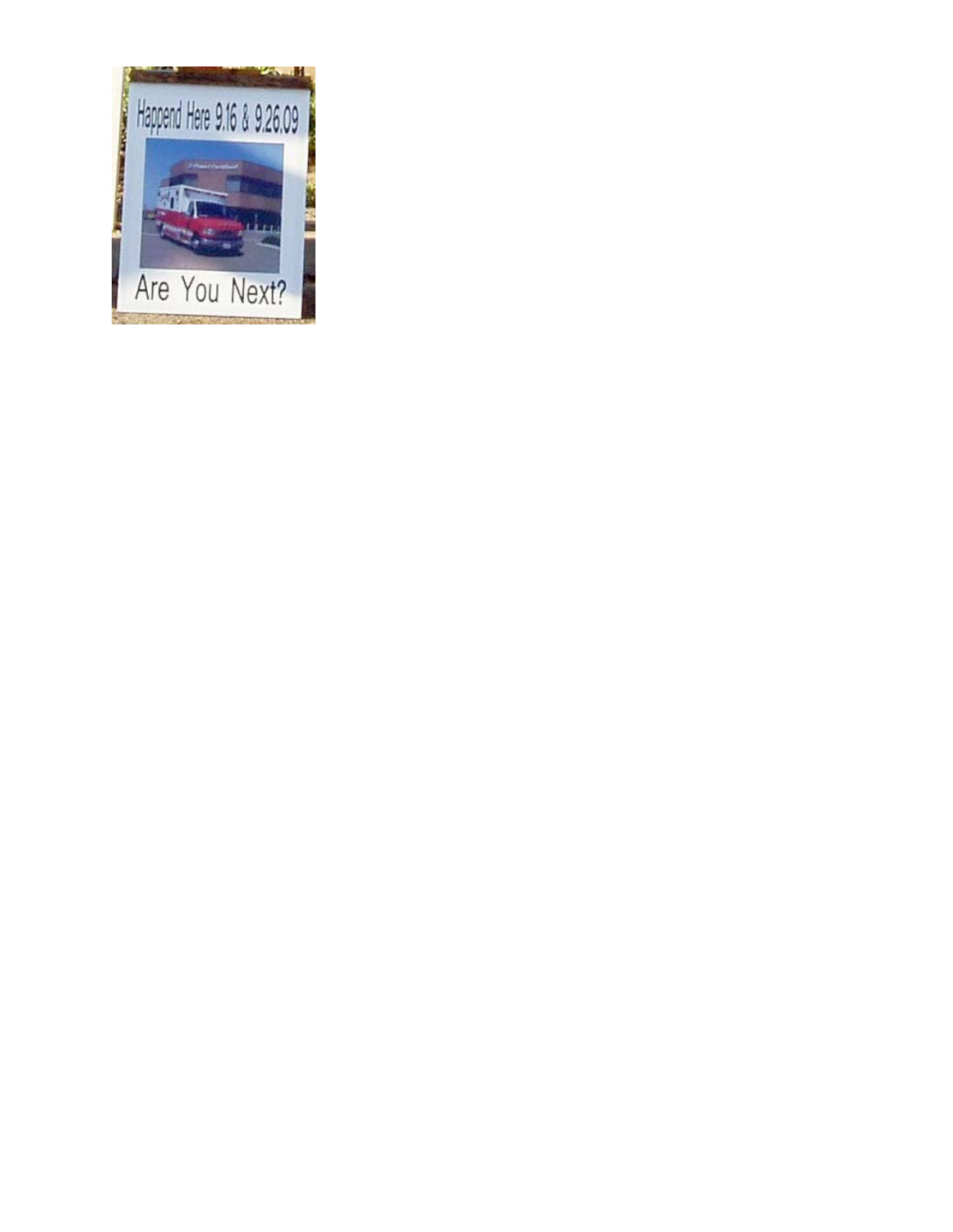Happend Here 9.16 & 9.26.09

Are You Next?